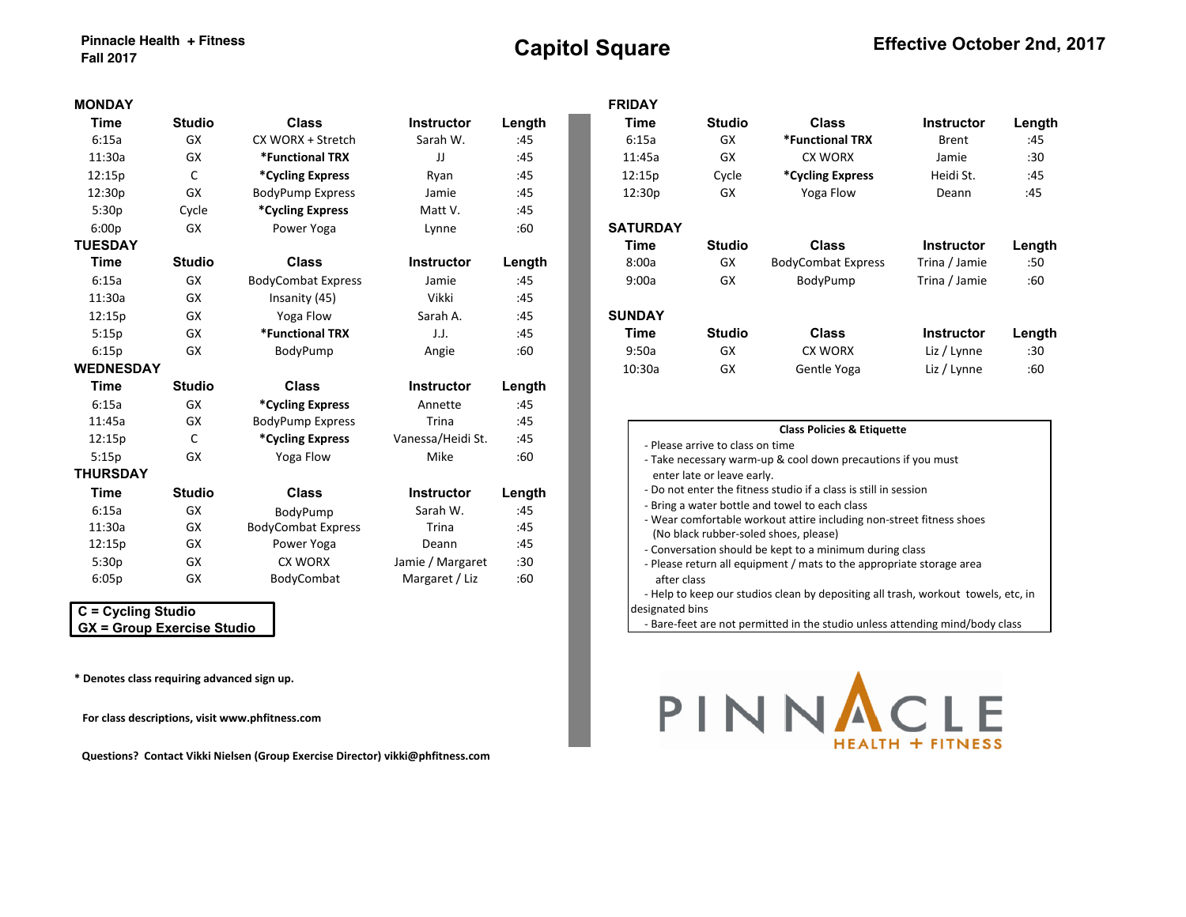**Pinnacle Health + Fitness**
**Fall 2017**

# Capitol Square

**Effective October 2nd, 2017**

## MONDAY

| Time | Studio | Class | Instructor | Length |
|---|---|---|---|---|
| 6:15a | GX | CX WORX + Stretch | Sarah W. | :45 |
| 11:30a | GX | ***Functional TRX** | JJ | :45 |
| 12:15p | C | ***Cycling Express** | Ryan | :45 |
| 12:30p | GX | BodyPump Express | Jamie | :45 |
| 5:30p | Cycle | ***Cycling Express** | Matt V. | :45 |
| 6:00p | GX | Power Yoga | Lynne | :60 |

## TUESDAY

| Time | Studio | Class | Instructor | Length |
|---|---|---|---|---|
| 6:15a | GX | BodyCombat Express | Jamie | :45 |
| 11:30a | GX | Insanity (45) | Vikki | :45 |
| 12:15p | GX | Yoga Flow | Sarah A. | :45 |
| 5:15p | GX | ***Functional TRX** | J.J. | :45 |
| 6:15p | GX | BodyPump | Angie | :60 |

## WEDNESDAY

| Time | Studio | Class | Instructor | Length |
|---|---|---|---|---|
| 6:15a | GX | ***Cycling Express** | Annette | :45 |
| 11:45a | GX | BodyPump Express | Trina | :45 |
| 12:15p | C | ***Cycling Express** | Vanessa/Heidi St. | :45 |
| 5:15p | GX | Yoga Flow | Mike | :60 |

## THURSDAY

| Time | Studio | Class | Instructor | Length |
|---|---|---|---|---|
| 6:15a | GX | BodyPump | Sarah W. | :45 |
| 11:30a | GX | BodyCombat Express | Trina | :45 |
| 12:15p | GX | Power Yoga | Deann | :45 |
| 5:30p | GX | CX WORX | Jamie / Margaret | :30 |
| 6:05p | GX | BodyCombat | Margaret / Liz | :60 |

**C = Cycling Studio**
**GX = Group Exercise Studio**

**\* Denotes class requiring advanced sign up.**

**For class descriptions, visit www.phfitness.com**

**Questions? Contact Vikki Nielsen (Group Exercise Director) vikki@phfitness.com**

## FRIDAY

| Time | Studio | Class | Instructor | Length |
|---|---|---|---|---|
| 6:15a | GX | ***Functional TRX** | Brent | :45 |
| 11:45a | GX | CX WORX | Jamie | :30 |
| 12:15p | Cycle | ***Cycling Express** | Heidi St. | :45 |
| 12:30p | GX | Yoga Flow | Deann | :45 |

## SATURDAY

| Time | Studio | Class | Instructor | Length |
|---|---|---|---|---|
| 8:00a | GX | BodyCombat Express | Trina / Jamie | :50 |
| 9:00a | GX | BodyPump | Trina / Jamie | :60 |

## SUNDAY

| Time | Studio | Class | Instructor | Length |
|---|---|---|---|---|
| 9:50a | GX | CX WORX | Liz / Lynne | :30 |
| 10:30a | GX | Gentle Yoga | Liz / Lynne | :60 |

**Class Policies & Etiquette**

- Please arrive to class on time
- Take necessary warm-up & cool down precautions if you must enter late or leave early.
- Do not enter the fitness studio if a class is still in session
- Bring a water bottle and towel to each class
- Wear comfortable workout attire including non-street fitness shoes (No black rubber-soled shoes, please)
- Conversation should be kept to a minimum during class
- Please return all equipment / mats to the appropriate storage area after class
- Help to keep our studios clean by depositing all trash, workout towels, etc, in designated bins
- Bare-feet are not permitted in the studio unless attending mind/body class

PINNACLE HEALTH + FITNESS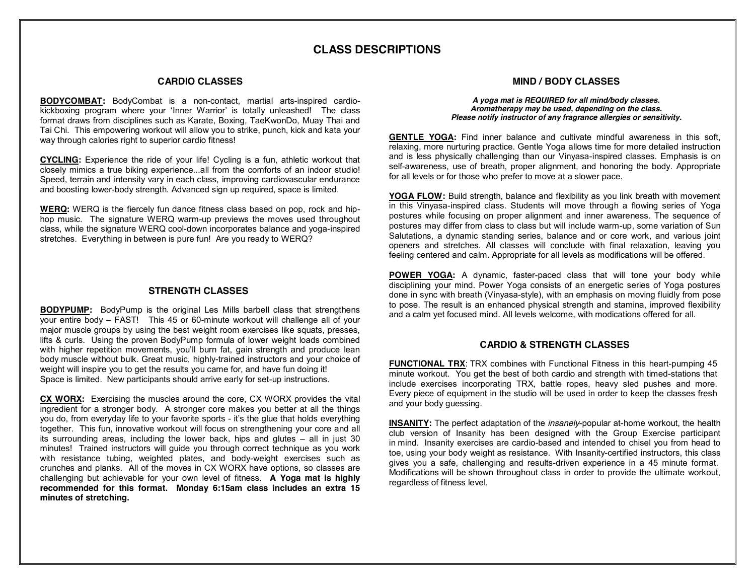# CLASS DESCRIPTIONS

## CARDIO CLASSES

**BODYCOMBAT:** BodyCombat is a non-contact, martial arts-inspired cardio-kickboxing program where your 'Inner Warrior' is totally unleashed! The class format draws from disciplines such as Karate, Boxing, TaeKwonDo, Muay Thai and Tai Chi. This empowering workout will allow you to strike, punch, kick and kata your way through calories right to superior cardio fitness!

**CYCLING:** Experience the ride of your life! Cycling is a fun, athletic workout that closely mimics a true biking experience...all from the comforts of an indoor studio! Speed, terrain and intensity vary in each class, improving cardiovascular endurance and boosting lower-body strength. Advanced sign up required, space is limited.

**WERQ:** WERQ is the fiercely fun dance fitness class based on pop, rock and hip-hop music. The signature WERQ warm-up previews the moves used throughout class, while the signature WERQ cool-down incorporates balance and yoga-inspired stretches. Everything in between is pure fun! Are you ready to WERQ?

## STRENGTH CLASSES

**BODYPUMP:** BodyPump is the original Les Mills barbell class that strengthens your entire body – FAST! This 45 or 60-minute workout will challenge all of your major muscle groups by using the best weight room exercises like squats, presses, lifts & curls. Using the proven BodyPump formula of lower weight loads combined with higher repetition movements, you'll burn fat, gain strength and produce lean body muscle without bulk. Great music, highly-trained instructors and your choice of weight will inspire you to get the results you came for, and have fun doing it!
Space is limited. New participants should arrive early for set-up instructions.

**CX WORX:** Exercising the muscles around the core, CX WORX provides the vital ingredient for a stronger body. A stronger core makes you better at all the things you do, from everyday life to your favorite sports - it's the glue that holds everything together. This fun, innovative workout will focus on strengthening your core and all its surrounding areas, including the lower back, hips and glutes – all in just 30 minutes! Trained instructors will guide you through correct technique as you work with resistance tubing, weighted plates, and body-weight exercises such as crunches and planks. All of the moves in CX WORX have options, so classes are challenging but achievable for your own level of fitness. **A Yoga mat is highly recommended for this format. Monday 6:15am class includes an extra 15 minutes of stretching.**

## MIND / BODY CLASSES

***A yoga mat is REQUIRED for all mind/body classes.***
***Aromatherapy may be used, depending on the class.***
***Please notify instructor of any fragrance allergies or sensitivity.***

**GENTLE YOGA:** Find inner balance and cultivate mindful awareness in this soft, relaxing, more nurturing practice. Gentle Yoga allows time for more detailed instruction and is less physically challenging than our Vinyasa-inspired classes. Emphasis is on self-awareness, use of breath, proper alignment, and honoring the body. Appropriate for all levels or for those who prefer to move at a slower pace.

**YOGA FLOW:** Build strength, balance and flexibility as you link breath with movement in this Vinyasa-inspired class. Students will move through a flowing series of Yoga postures while focusing on proper alignment and inner awareness. The sequence of postures may differ from class to class but will include warm-up, some variation of Sun Salutations, a dynamic standing series, balance and or core work, and various joint openers and stretches. All classes will conclude with final relaxation, leaving you feeling centered and calm. Appropriate for all levels as modifications will be offered.

**POWER YOGA:** A dynamic, faster-paced class that will tone your body while disciplining your mind. Power Yoga consists of an energetic series of Yoga postures done in sync with breath (Vinyasa-style), with an emphasis on moving fluidly from pose to pose. The result is an enhanced physical strength and stamina, improved flexibility and a calm yet focused mind. All levels welcome, with modications offered for all.

## CARDIO & STRENGTH CLASSES

**FUNCTIONAL TRX**: TRX combines with Functional Fitness in this heart-pumping 45 minute workout. You get the best of both cardio and strength with timed-stations that include exercises incorporating TRX, battle ropes, heavy sled pushes and more. Every piece of equipment in the studio will be used in order to keep the classes fresh and your body guessing.

**INSANITY:** The perfect adaptation of the *insanely*-popular at-home workout, the health club version of Insanity has been designed with the Group Exercise participant in mind. Insanity exercises are cardio-based and intended to chisel you from head to toe, using your body weight as resistance. With Insanity-certified instructors, this class gives you a safe, challenging and results-driven experience in a 45 minute format. Modifications will be shown throughout class in order to provide the ultimate workout, regardless of fitness level.